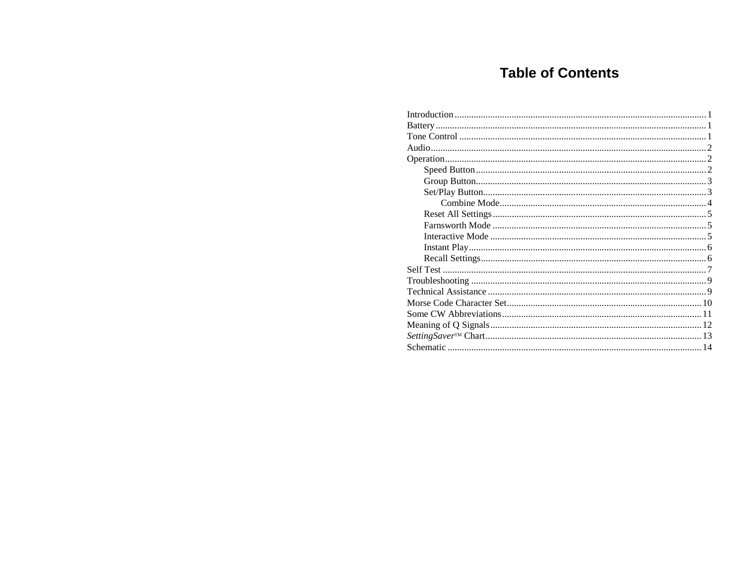# Table of Contents

| | |
|---|---|
| Introduction | 1 |
| Battery | 1 |
| Tone Control | 1 |
| Audio | 2 |
| Operation | 2 |
| &nbsp;&nbsp;&nbsp;&nbsp;Speed Button | 2 |
| &nbsp;&nbsp;&nbsp;&nbsp;Group Button | 3 |
| &nbsp;&nbsp;&nbsp;&nbsp;Set/Play Button | 3 |
| &nbsp;&nbsp;&nbsp;&nbsp;&nbsp;&nbsp;&nbsp;&nbsp;Combine Mode | 4 |
| &nbsp;&nbsp;&nbsp;&nbsp;Reset All Settings | 5 |
| &nbsp;&nbsp;&nbsp;&nbsp;Farnsworth Mode | 5 |
| &nbsp;&nbsp;&nbsp;&nbsp;Interactive Mode | 5 |
| &nbsp;&nbsp;&nbsp;&nbsp;Instant Play | 6 |
| &nbsp;&nbsp;&nbsp;&nbsp;Recall Settings | 6 |
| Self Test | 7 |
| Troubleshooting | 9 |
| Technical Assistance | 9 |
| Morse Code Character Set | 10 |
| Some CW Abbreviations | 11 |
| Meaning of Q Signals | 12 |
| *SettingSaver*™ Chart | 13 |
| Schematic | 14 |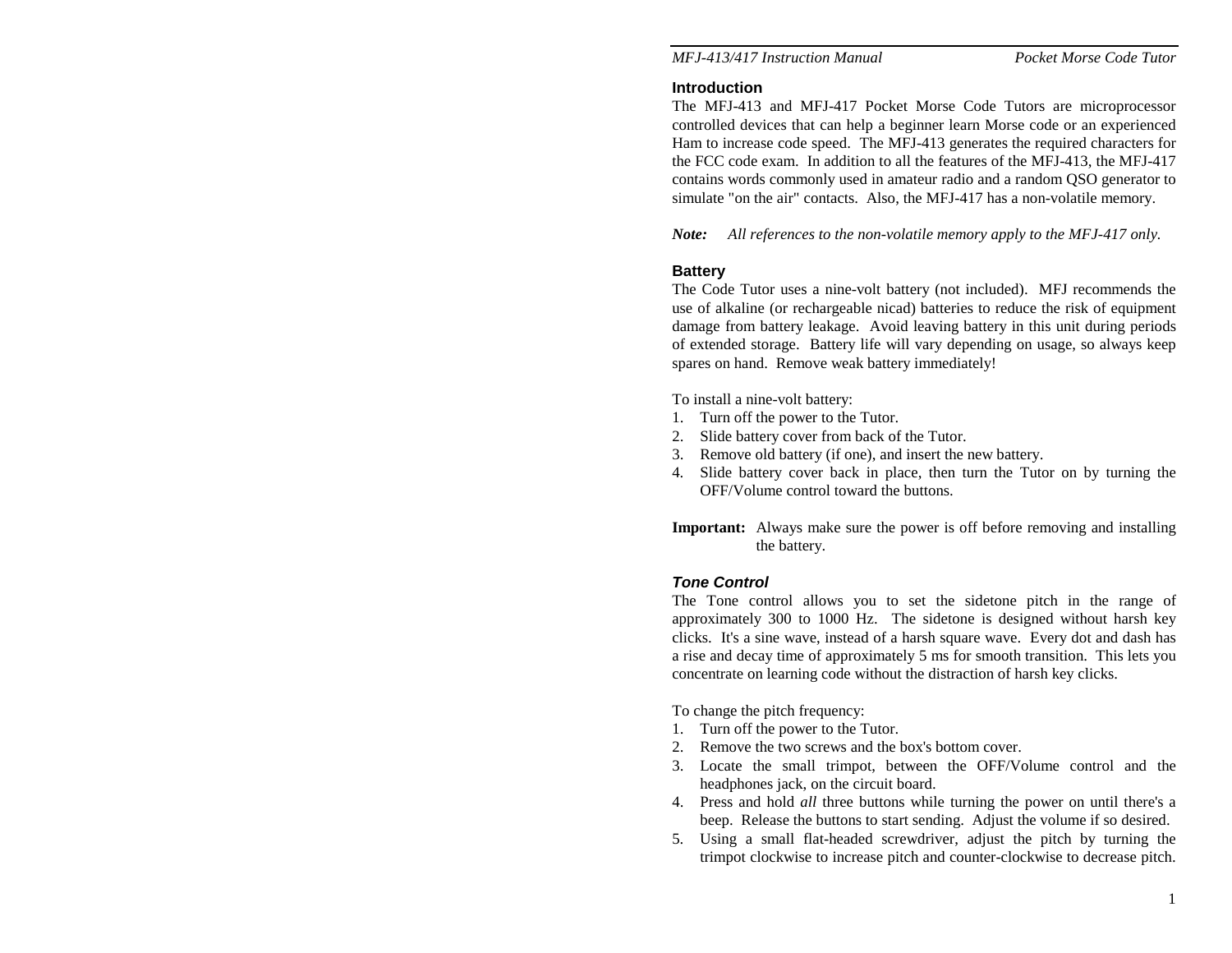## Introduction

The MFJ-413 and MFJ-417 Pocket Morse Code Tutors are microprocessor controlled devices that can help a beginner learn Morse code or an experienced Ham to increase code speed. The MFJ-413 generates the required characters for the FCC code exam. In addition to all the features of the MFJ-413, the MFJ-417 contains words commonly used in amateur radio and a random QSO generator to simulate "on the air" contacts. Also, the MFJ-417 has a non-volatile memory.

***Note:*** *All references to the non-volatile memory apply to the MFJ-417 only.*

## Battery

The Code Tutor uses a nine-volt battery (not included). MFJ recommends the use of alkaline (or rechargeable nicad) batteries to reduce the risk of equipment damage from battery leakage. Avoid leaving battery in this unit during periods of extended storage. Battery life will vary depending on usage, so always keep spares on hand. Remove weak battery immediately!

To install a nine-volt battery:

1. Turn off the power to the Tutor.
2. Slide battery cover from back of the Tutor.
3. Remove old battery (if one), and insert the new battery.
4. Slide battery cover back in place, then turn the Tutor on by turning the OFF/Volume control toward the buttons.

**Important:** Always make sure the power is off before removing and installing the battery.

### *Tone Control*

The Tone control allows you to set the sidetone pitch in the range of approximately 300 to 1000 Hz. The sidetone is designed without harsh key clicks. It's a sine wave, instead of a harsh square wave. Every dot and dash has a rise and decay time of approximately 5 ms for smooth transition. This lets you concentrate on learning code without the distraction of harsh key clicks.

To change the pitch frequency:

1. Turn off the power to the Tutor.
2. Remove the two screws and the box's bottom cover.
3. Locate the small trimpot, between the OFF/Volume control and the headphones jack, on the circuit board.
4. Press and hold *all* three buttons while turning the power on until there's a beep. Release the buttons to start sending. Adjust the volume if so desired.
5. Using a small flat-headed screwdriver, adjust the pitch by turning the trimpot clockwise to increase pitch and counter-clockwise to decrease pitch.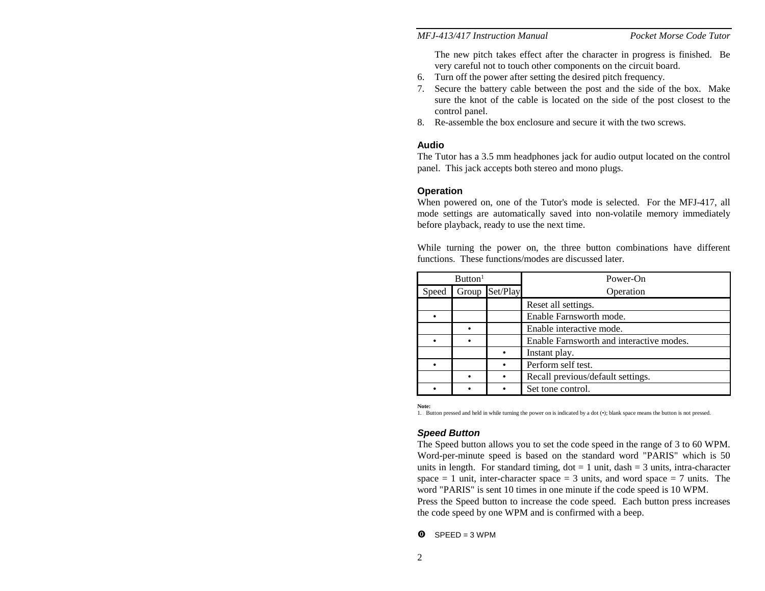The new pitch takes effect after the character in progress is finished. Be very careful not to touch other components on the circuit board.

6. Turn off the power after setting the desired pitch frequency.
7. Secure the battery cable between the post and the side of the box. Make sure the knot of the cable is located on the side of the post closest to the control panel.
8. Re-assemble the box enclosure and secure it with the two screws.

## Audio

The Tutor has a 3.5 mm headphones jack for audio output located on the control panel. This jack accepts both stereo and mono plugs.

## Operation

When powered on, one of the Tutor's mode is selected. For the MFJ-417, all mode settings are automatically saved into non-volatile memory immediately before playback, ready to use the next time.

While turning the power on, the three button combinations have different functions. These functions/modes are discussed later.

| Button[1] | | | Power-On |
|---|---|---|---|
| Speed | Group | Set/Play | Operation |
| | | | Reset all settings. |
| • | | | Enable Farnsworth mode. |
| | • | | Enable interactive mode. |
| • | • | | Enable Farnsworth and interactive modes. |
| | | • | Instant play. |
| • | | • | Perform self test. |
| | • | • | Recall previous/default settings. |
| • | • | • | Set tone control. |

**Note:**
1. Button pressed and held in while turning the power on is indicated by a dot (•); blank space means the button is not pressed.

### *Speed Button*

The Speed button allows you to set the code speed in the range of 3 to 60 WPM. Word-per-minute speed is based on the standard word "PARIS" which is 50 units in length. For standard timing, dot = 1 unit, dash = 3 units, intra-character space = 1 unit, inter-character space = 3 units, and word space = 7 units. The word "PARIS" is sent 10 times in one minute if the code speed is 10 WPM.
Press the Speed button to increase the code speed. Each button press increases the code speed by one WPM and is confirmed with a beep.

➊ SPEED = 3 WPM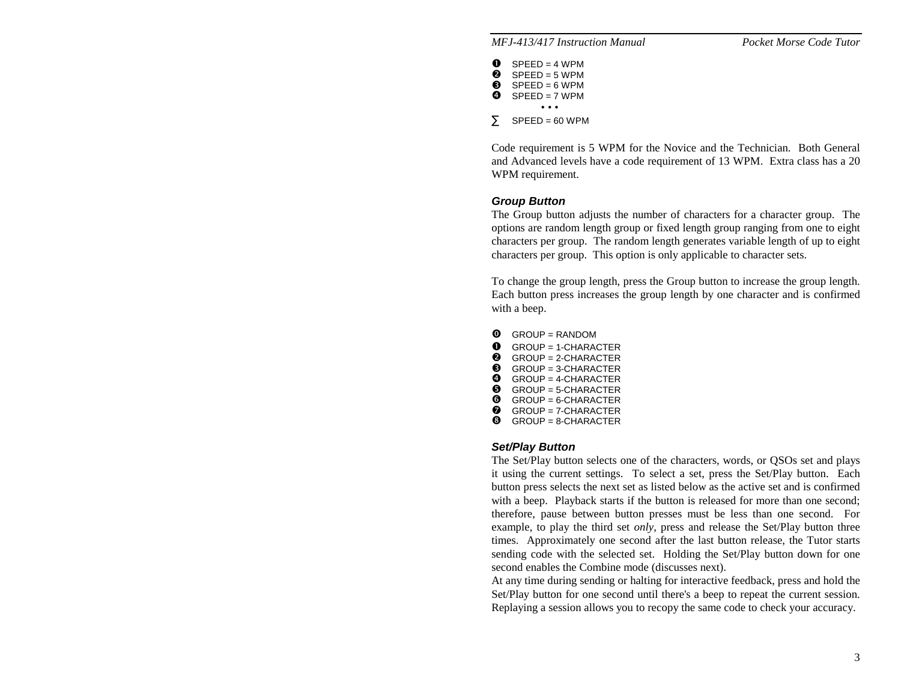❶ SPEED = 4 WPM
❷ SPEED = 5 WPM
❸ SPEED = 6 WPM
❹ SPEED = 7 WPM
• • •
∑ SPEED = 60 WPM

Code requirement is 5 WPM for the Novice and the Technician. Both General and Advanced levels have a code requirement of 13 WPM. Extra class has a 20 WPM requirement.

### *Group Button*

The Group button adjusts the number of characters for a character group. The options are random length group or fixed length group ranging from one to eight characters per group. The random length generates variable length of up to eight characters per group. This option is only applicable to character sets.

To change the group length, press the Group button to increase the group length. Each button press increases the group length by one character and is confirmed with a beep.

⓿ GROUP = RANDOM
❶ GROUP = 1-CHARACTER
❷ GROUP = 2-CHARACTER
❸ GROUP = 3-CHARACTER
❹ GROUP = 4-CHARACTER
❺ GROUP = 5-CHARACTER
❻ GROUP = 6-CHARACTER
❼ GROUP = 7-CHARACTER
❽ GROUP = 8-CHARACTER

### *Set/Play Button*

The Set/Play button selects one of the characters, words, or QSOs set and plays it using the current settings. To select a set, press the Set/Play button. Each button press selects the next set as listed below as the active set and is confirmed with a beep. Playback starts if the button is released for more than one second; therefore, pause between button presses must be less than one second. For example, to play the third set *only*, press and release the Set/Play button three times. Approximately one second after the last button release, the Tutor starts sending code with the selected set. Holding the Set/Play button down for one second enables the Combine mode (discusses next).
At any time during sending or halting for interactive feedback, press and hold the Set/Play button for one second until there's a beep to repeat the current session. Replaying a session allows you to recopy the same code to check your accuracy.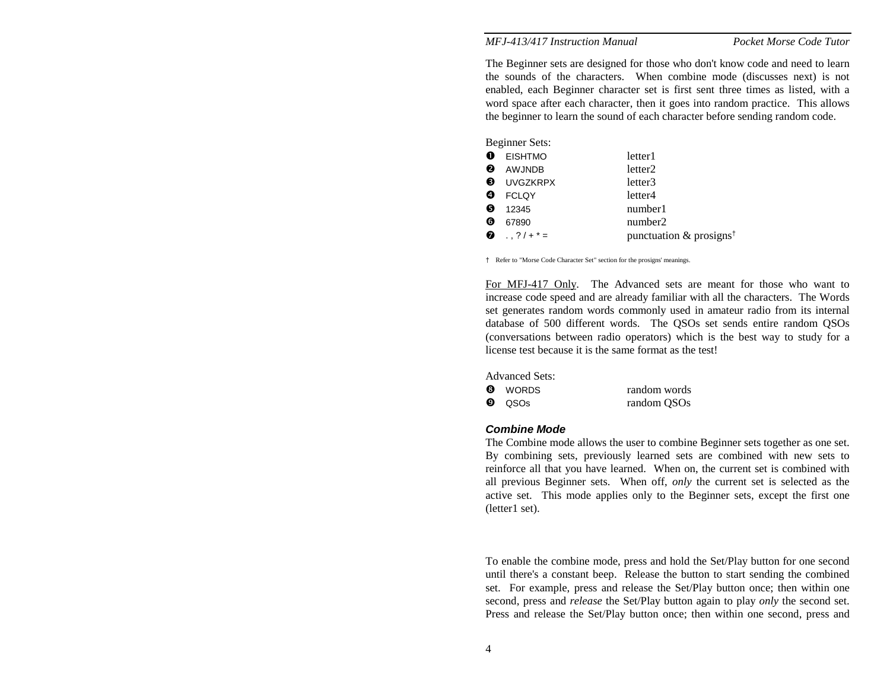The Beginner sets are designed for those who don't know code and need to learn the sounds of the characters. When combine mode (discusses next) is not enabled, each Beginner character set is first sent three times as listed, with a word space after each character, then it goes into random practice. This allows the beginner to learn the sound of each character before sending random code.

Beginner Sets:

| | | |
|---|---|---|
| ❶ | EISHTMO | letter1 |
| ❷ | AWJNDB | letter2 |
| ❸ | UVGZKRPX | letter3 |
| ❹ | FCLQY | letter4 |
| ❺ | 12345 | number1 |
| ❻ | 67890 | number2 |
| ❼ | . , ? / + * = | punctuation & prosigns† |

† Refer to "Morse Code Character Set" section for the prosigns' meanings.

For MFJ-417 Only. The Advanced sets are meant for those who want to increase code speed and are already familiar with all the characters. The Words set generates random words commonly used in amateur radio from its internal database of 500 different words. The QSOs set sends entire random QSOs (conversations between radio operators) which is the best way to study for a license test because it is the same format as the test!

Advanced Sets:

| | | |
|---|---|---|
| ❽ | WORDS | random words |
| ❾ | QSOs | random QSOs |

### *Combine Mode*

The Combine mode allows the user to combine Beginner sets together as one set. By combining sets, previously learned sets are combined with new sets to reinforce all that you have learned. When on, the current set is combined with all previous Beginner sets. When off, *only* the current set is selected as the active set. This mode applies only to the Beginner sets, except the first one (letter1 set).

To enable the combine mode, press and hold the Set/Play button for one second until there's a constant beep. Release the button to start sending the combined set. For example, press and release the Set/Play button once; then within one second, press and *release* the Set/Play button again to play *only* the second set. Press and release the Set/Play button once; then within one second, press and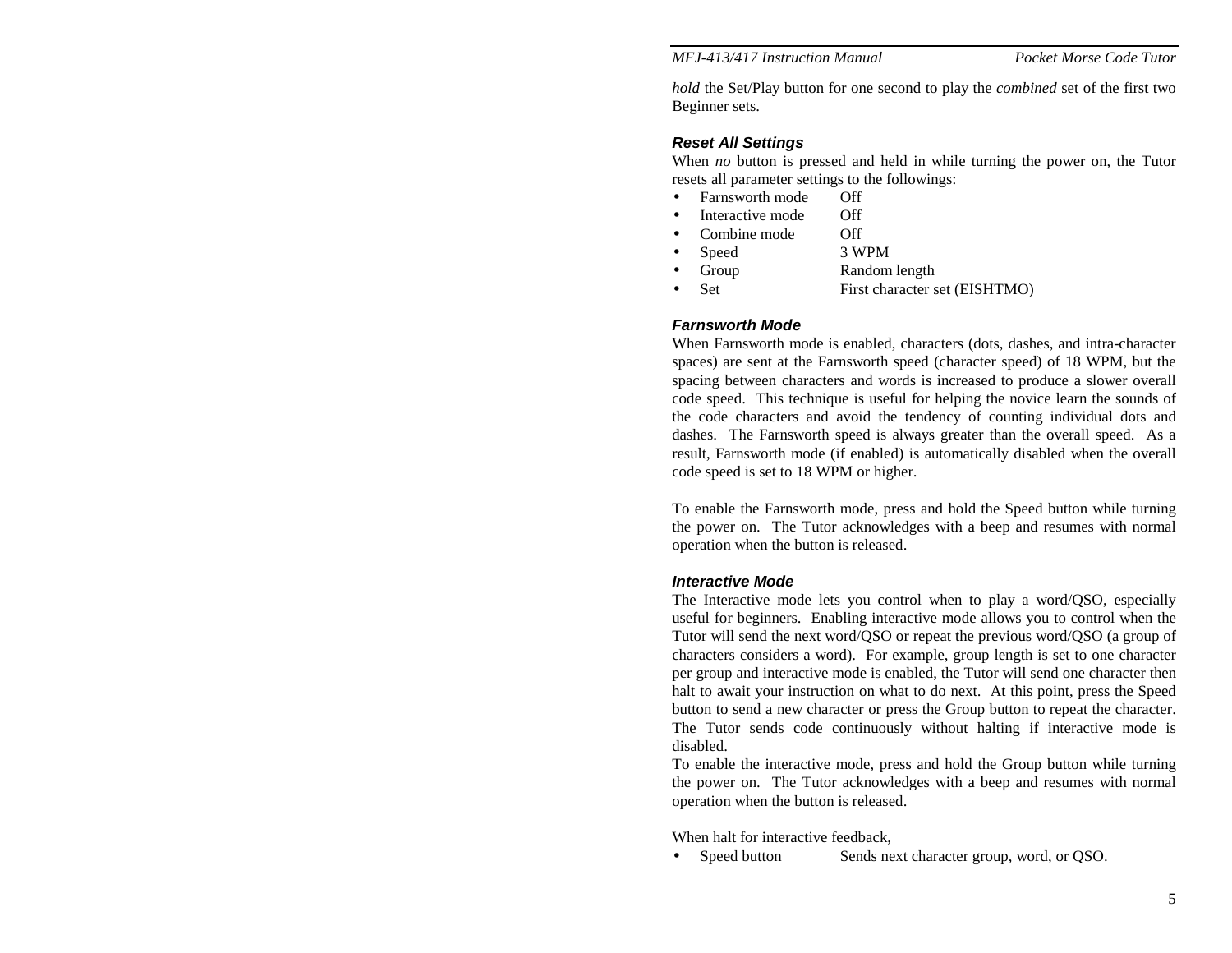*hold* the Set/Play button for one second to play the *combined* set of the first two Beginner sets.

### Reset All Settings

When *no* button is pressed and held in while turning the power on, the Tutor resets all parameter settings to the followings:

- Farnsworth mode Off
- Interactive mode Off
- Combine mode Off
- Speed 3 WPM
- Group Random length
- Set First character set (EISHTMO)

### Farnsworth Mode

When Farnsworth mode is enabled, characters (dots, dashes, and intra-character spaces) are sent at the Farnsworth speed (character speed) of 18 WPM, but the spacing between characters and words is increased to produce a slower overall code speed. This technique is useful for helping the novice learn the sounds of the code characters and avoid the tendency of counting individual dots and dashes. The Farnsworth speed is always greater than the overall speed. As a result, Farnsworth mode (if enabled) is automatically disabled when the overall code speed is set to 18 WPM or higher.

To enable the Farnsworth mode, press and hold the Speed button while turning the power on. The Tutor acknowledges with a beep and resumes with normal operation when the button is released.

### Interactive Mode

The Interactive mode lets you control when to play a word/QSO, especially useful for beginners. Enabling interactive mode allows you to control when the Tutor will send the next word/QSO or repeat the previous word/QSO (a group of characters considers a word). For example, group length is set to one character per group and interactive mode is enabled, the Tutor will send one character then halt to await your instruction on what to do next. At this point, press the Speed button to send a new character or press the Group button to repeat the character. The Tutor sends code continuously without halting if interactive mode is disabled.

To enable the interactive mode, press and hold the Group button while turning the power on. The Tutor acknowledges with a beep and resumes with normal operation when the button is released.

When halt for interactive feedback,

- Speed button Sends next character group, word, or QSO.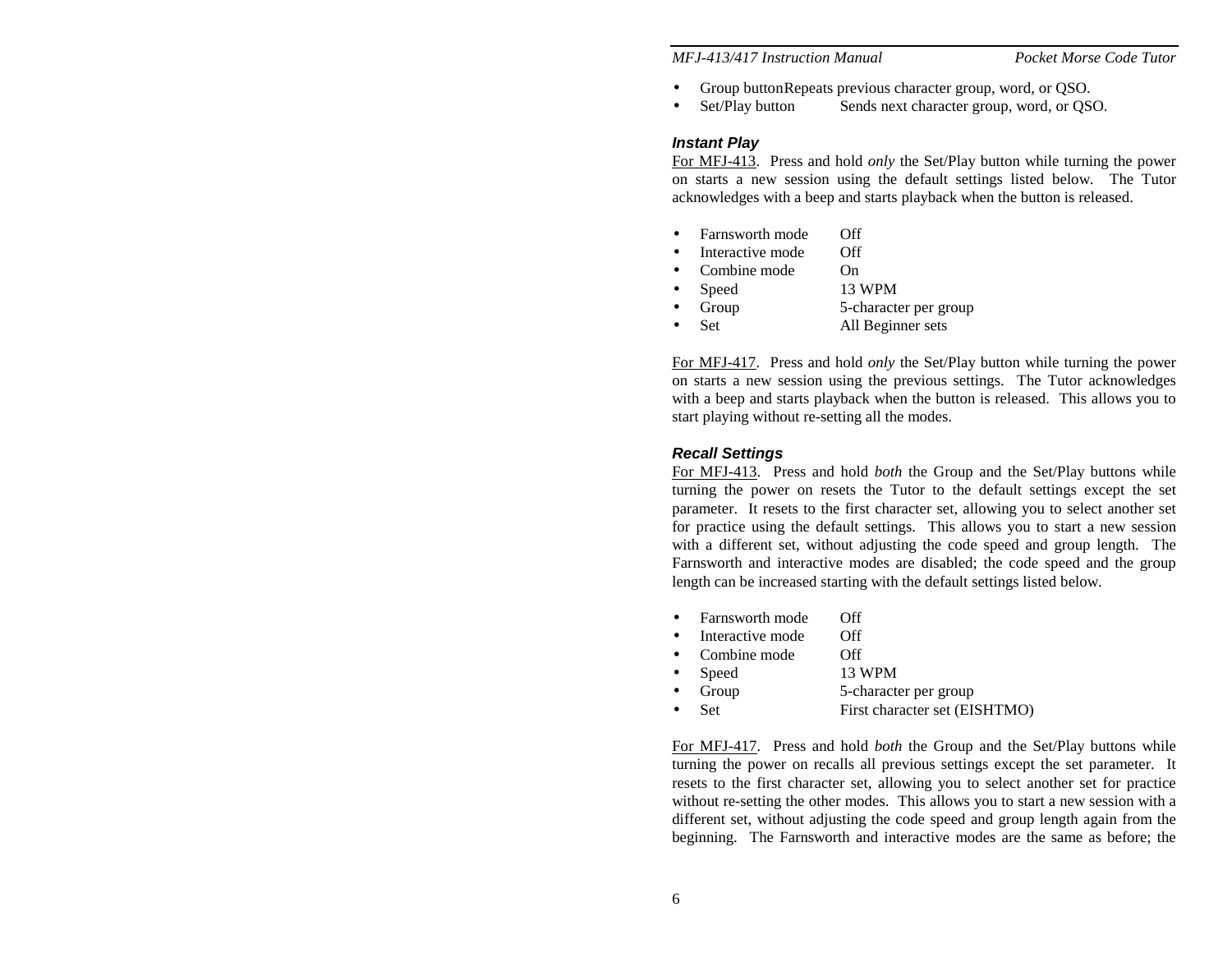- Group button Repeats previous character group, word, or QSO.
- Set/Play button Sends next character group, word, or QSO.

### *Instant Play*

For MFJ-413. Press and hold *only* the Set/Play button while turning the power on starts a new session using the default settings listed below. The Tutor acknowledges with a beep and starts playback when the button is released.

- Farnsworth mode Off
- Interactive mode Off
- Combine mode On
- Speed 13 WPM
- Group 5-character per group
- Set All Beginner sets

For MFJ-417. Press and hold *only* the Set/Play button while turning the power on starts a new session using the previous settings. The Tutor acknowledges with a beep and starts playback when the button is released. This allows you to start playing without re-setting all the modes.

### *Recall Settings*

For MFJ-413. Press and hold *both* the Group and the Set/Play buttons while turning the power on resets the Tutor to the default settings except the set parameter. It resets to the first character set, allowing you to select another set for practice using the default settings. This allows you to start a new session with a different set, without adjusting the code speed and group length. The Farnsworth and interactive modes are disabled; the code speed and the group length can be increased starting with the default settings listed below.

- Farnsworth mode Off
- Interactive mode Off
- Combine mode Off
- Speed 13 WPM
- Group 5-character per group
- Set First character set (EISHTMO)

For MFJ-417. Press and hold *both* the Group and the Set/Play buttons while turning the power on recalls all previous settings except the set parameter. It resets to the first character set, allowing you to select another set for practice without re-setting the other modes. This allows you to start a new session with a different set, without adjusting the code speed and group length again from the beginning. The Farnsworth and interactive modes are the same as before; the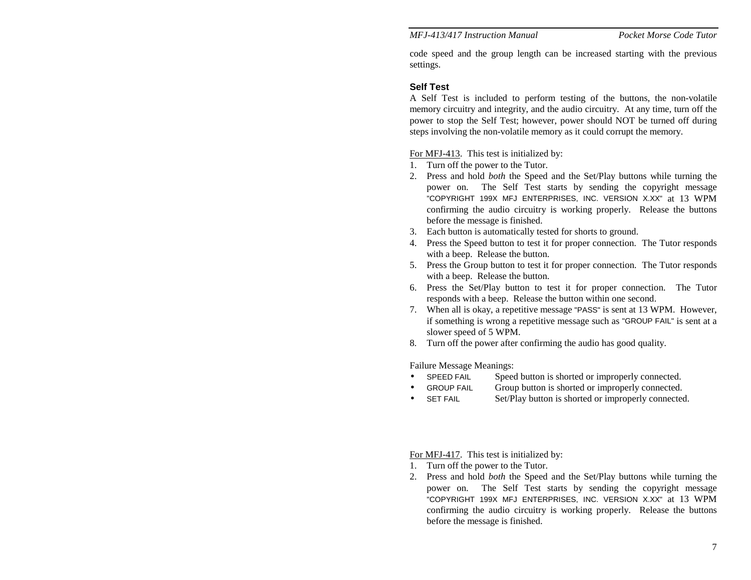code speed and the group length can be increased starting with the previous settings.

### Self Test

A Self Test is included to perform testing of the buttons, the non-volatile memory circuitry and integrity, and the audio circuitry. At any time, turn off the power to stop the Self Test; however, power should NOT be turned off during steps involving the non-volatile memory as it could corrupt the memory.

For MFJ-413. This test is initialized by:

1. Turn off the power to the Tutor.
2. Press and hold *both* the Speed and the Set/Play buttons while turning the power on. The Self Test starts by sending the copyright message "COPYRIGHT 199X MFJ ENTERPRISES, INC. VERSION X.XX" at 13 WPM confirming the audio circuitry is working properly. Release the buttons before the message is finished.
3. Each button is automatically tested for shorts to ground.
4. Press the Speed button to test it for proper connection. The Tutor responds with a beep. Release the button.
5. Press the Group button to test it for proper connection. The Tutor responds with a beep. Release the button.
6. Press the Set/Play button to test it for proper connection. The Tutor responds with a beep. Release the button within one second.
7. When all is okay, a repetitive message "PASS" is sent at 13 WPM. However, if something is wrong a repetitive message such as "GROUP FAIL" is sent at a slower speed of 5 WPM.
8. Turn off the power after confirming the audio has good quality.

Failure Message Meanings:

- SPEED FAIL — Speed button is shorted or improperly connected.
- GROUP FAIL — Group button is shorted or improperly connected.
- SET FAIL — Set/Play button is shorted or improperly connected.

For MFJ-417. This test is initialized by:

1. Turn off the power to the Tutor.
2. Press and hold *both* the Speed and the Set/Play buttons while turning the power on. The Self Test starts by sending the copyright message "COPYRIGHT 199X MFJ ENTERPRISES, INC. VERSION X.XX" at 13 WPM confirming the audio circuitry is working properly. Release the buttons before the message is finished.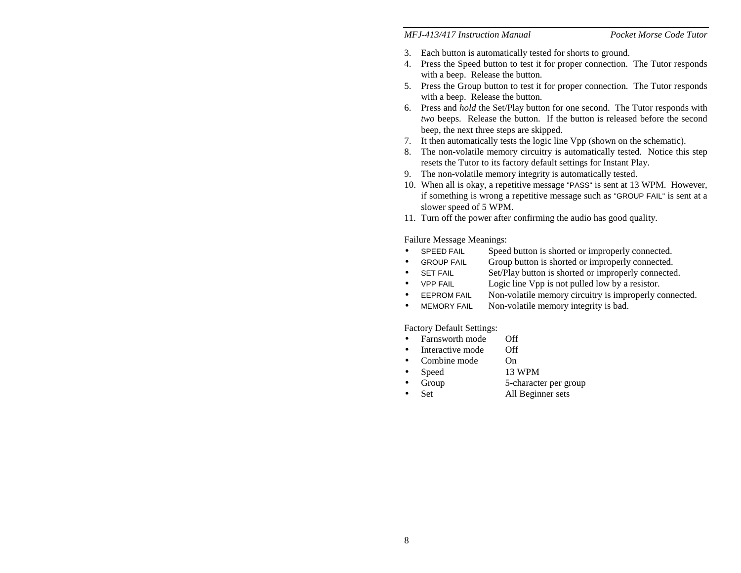3. Each button is automatically tested for shorts to ground.
4. Press the Speed button to test it for proper connection. The Tutor responds with a beep. Release the button.
5. Press the Group button to test it for proper connection. The Tutor responds with a beep. Release the button.
6. Press and *hold* the Set/Play button for one second. The Tutor responds with *two* beeps. Release the button. If the button is released before the second beep, the next three steps are skipped.
7. It then automatically tests the logic line Vpp (shown on the schematic).
8. The non-volatile memory circuitry is automatically tested. Notice this step resets the Tutor to its factory default settings for Instant Play.
9. The non-volatile memory integrity is automatically tested.
10. When all is okay, a repetitive message "PASS" is sent at 13 WPM. However, if something is wrong a repetitive message such as "GROUP FAIL" is sent at a slower speed of 5 WPM.
11. Turn off the power after confirming the audio has good quality.

Failure Message Meanings:

- SPEED FAIL Speed button is shorted or improperly connected.
- GROUP FAIL Group button is shorted or improperly connected.
- SET FAIL Set/Play button is shorted or improperly connected.
- VPP FAIL Logic line Vpp is not pulled low by a resistor.
- EEPROM FAIL Non-volatile memory circuitry is improperly connected.
- MEMORY FAIL Non-volatile memory integrity is bad.

Factory Default Settings:

- Farnsworth mode Off
- Interactive mode Off
- Combine mode On
- Speed 13 WPM
- Group 5-character per group
- Set All Beginner sets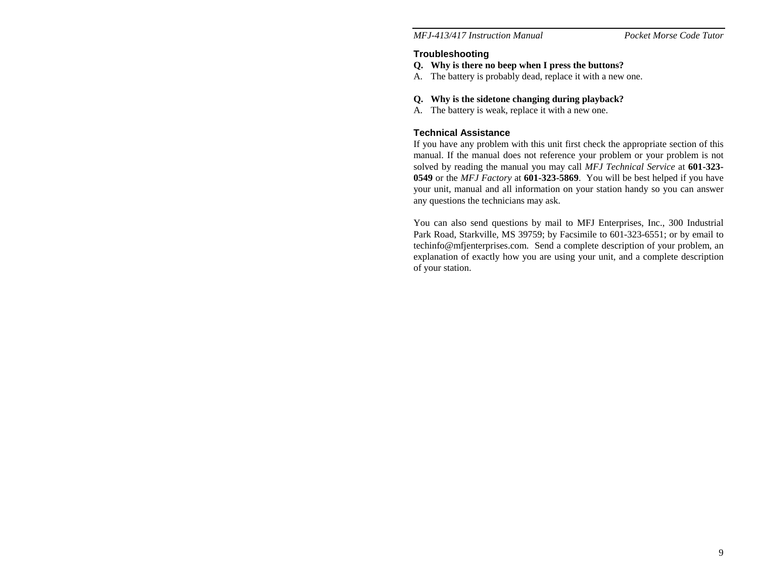## Troubleshooting

**Q. Why is there no beep when I press the buttons?**

A. The battery is probably dead, replace it with a new one.

**Q. Why is the sidetone changing during playback?**

A. The battery is weak, replace it with a new one.

## Technical Assistance

If you have any problem with this unit first check the appropriate section of this manual. If the manual does not reference your problem or your problem is not solved by reading the manual you may call *MFJ Technical Service* at **601-323-0549** or the *MFJ Factory* at **601-323-5869**. You will be best helped if you have your unit, manual and all information on your station handy so you can answer any questions the technicians may ask.

You can also send questions by mail to MFJ Enterprises, Inc., 300 Industrial Park Road, Starkville, MS 39759; by Facsimile to 601-323-6551; or by email to techinfo@mfjenterprises.com. Send a complete description of your problem, an explanation of exactly how you are using your unit, and a complete description of your station.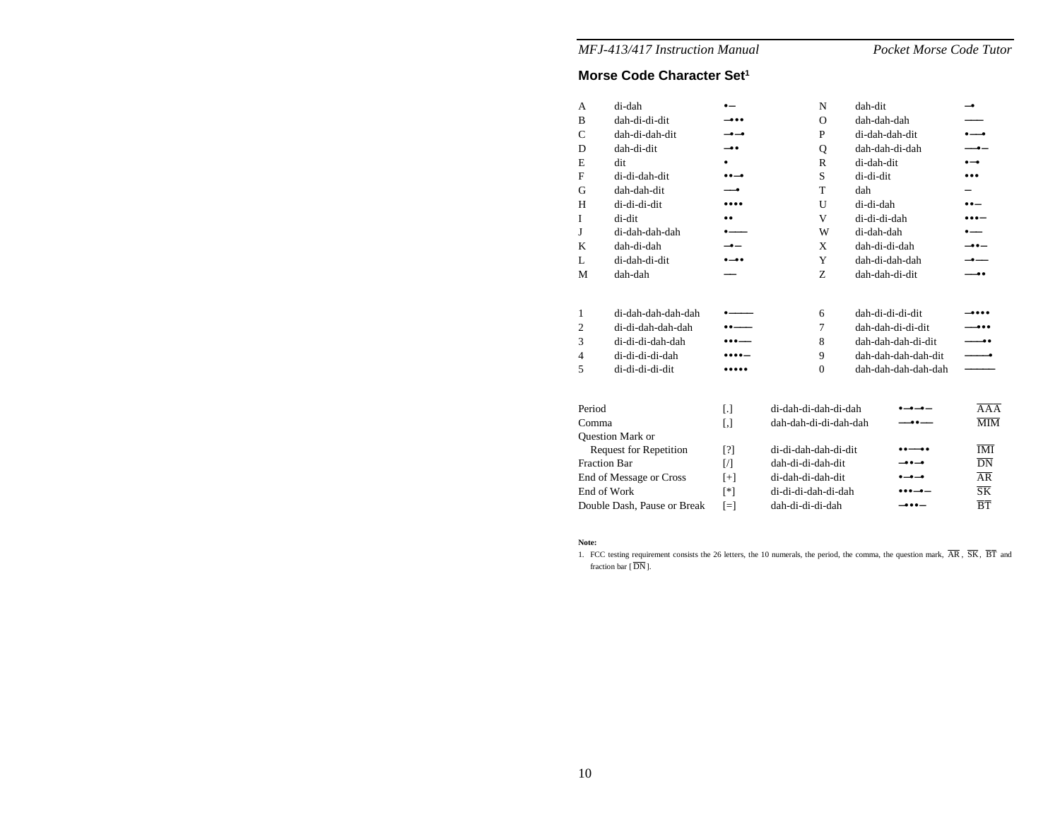## Morse Code Character Set[1]

| | | | | | |
|---|---|---|---|---|---|
| A | di-dah | •– | N | dah-dit | –• |
| B | dah-di-di-dit | –••• | O | dah-dah-dah | ––– |
| C | dah-di-dah-dit | –•–• | P | di-dah-dah-dit | •––• |
| D | dah-di-dit | –•• | Q | dah-dah-di-dah | ––•– |
| E | dit | • | R | di-dah-dit | •–• |
| F | di-di-dah-dit | ••–• | S | di-di-dit | ••• |
| G | dah-dah-dit | ––• | T | dah | – |
| H | di-di-di-dit | •••• | U | di-di-dah | ••– |
| I | di-dit | •• | V | di-di-di-dah | •••– |
| J | di-dah-dah-dah | •––– | W | di-dah-dah | •–– |
| K | dah-di-dah | –•– | X | dah-di-di-dah | –••– |
| L | di-dah-di-dit | •–•• | Y | dah-di-dah-dah | –•–– |
| M | dah-dah | –– | Z | dah-dah-di-dit | ––•• |

| | | | | | |
|---|---|---|---|---|---|
| 1 | di-dah-dah-dah-dah | •–––– | 6 | dah-di-di-di-dit | –•••• |
| 2 | di-di-dah-dah-dah | ••––– | 7 | dah-dah-di-di-dit | ––••• |
| 3 | di-di-di-dah-dah | •••–– | 8 | dah-dah-dah-di-dit | –––•• |
| 4 | di-di-di-di-dah | ••••– | 9 | dah-dah-dah-dah-dit | ––––• |
| 5 | di-di-di-di-dit | ••••• | 0 | dah-dah-dah-dah-dah | ––––– |

| | | | | |
|---|---|---|---|---|
| Period | [.] | di-dah-di-dah-di-dah | •–•–•– | $\overline{\text{AAA}}$ |
| Comma | [,] | dah-dah-di-di-dah-dah | ––••–– | $\overline{\text{MIM}}$ |
| Question Mark or Request for Repetition | [?] | di-di-dah-dah-di-dit | ••––•• | $\overline{\text{IMI}}$ |
| Fraction Bar | [/] | dah-di-di-dah-dit | –••–• | $\overline{\text{DN}}$ |
| End of Message or Cross | [+] | di-dah-di-dah-dit | •–•–• | $\overline{\text{AR}}$ |
| End of Work | [*] | di-di-di-dah-di-dah | •••–•– | $\overline{\text{SK}}$ |
| Double Dash, Pause or Break | [=] | dah-di-di-di-dah | –•••– | $\overline{\text{BT}}$ |

**Note:**

1. FCC testing requirement consists the 26 letters, the 10 numerals, the period, the comma, the question mark, $\overline{\text{AR}}$, $\overline{\text{SK}}$, $\overline{\text{BT}}$ and fraction bar [ $\overline{\text{DN}}$ ].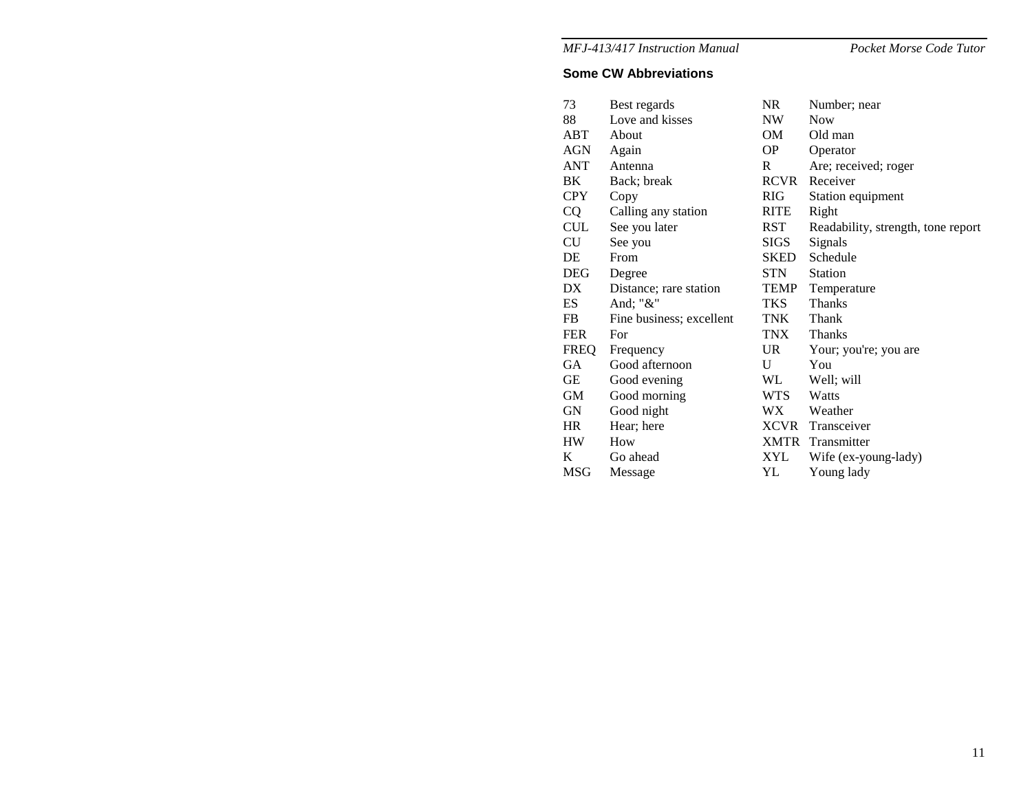## Some CW Abbreviations

| | | | |
|---|---|---|---|
| 73 | Best regards | NR | Number; near |
| 88 | Love and kisses | NW | Now |
| ABT | About | OM | Old man |
| AGN | Again | OP | Operator |
| ANT | Antenna | R | Are; received; roger |
| BK | Back; break | RCVR | Receiver |
| CPY | Copy | RIG | Station equipment |
| CQ | Calling any station | RITE | Right |
| CUL | See you later | RST | Readability, strength, tone report |
| CU | See you | SIGS | Signals |
| DE | From | SKED | Schedule |
| DEG | Degree | STN | Station |
| DX | Distance; rare station | TEMP | Temperature |
| ES | And; "&" | TKS | Thanks |
| FB | Fine business; excellent | TNK | Thank |
| FER | For | TNX | Thanks |
| FREQ | Frequency | UR | Your; you're; you are |
| GA | Good afternoon | U | You |
| GE | Good evening | WL | Well; will |
| GM | Good morning | WTS | Watts |
| GN | Good night | WX | Weather |
| HR | Hear; here | XCVR | Transceiver |
| HW | How | XMTR | Transmitter |
| K | Go ahead | XYL | Wife (ex-young-lady) |
| MSG | Message | YL | Young lady |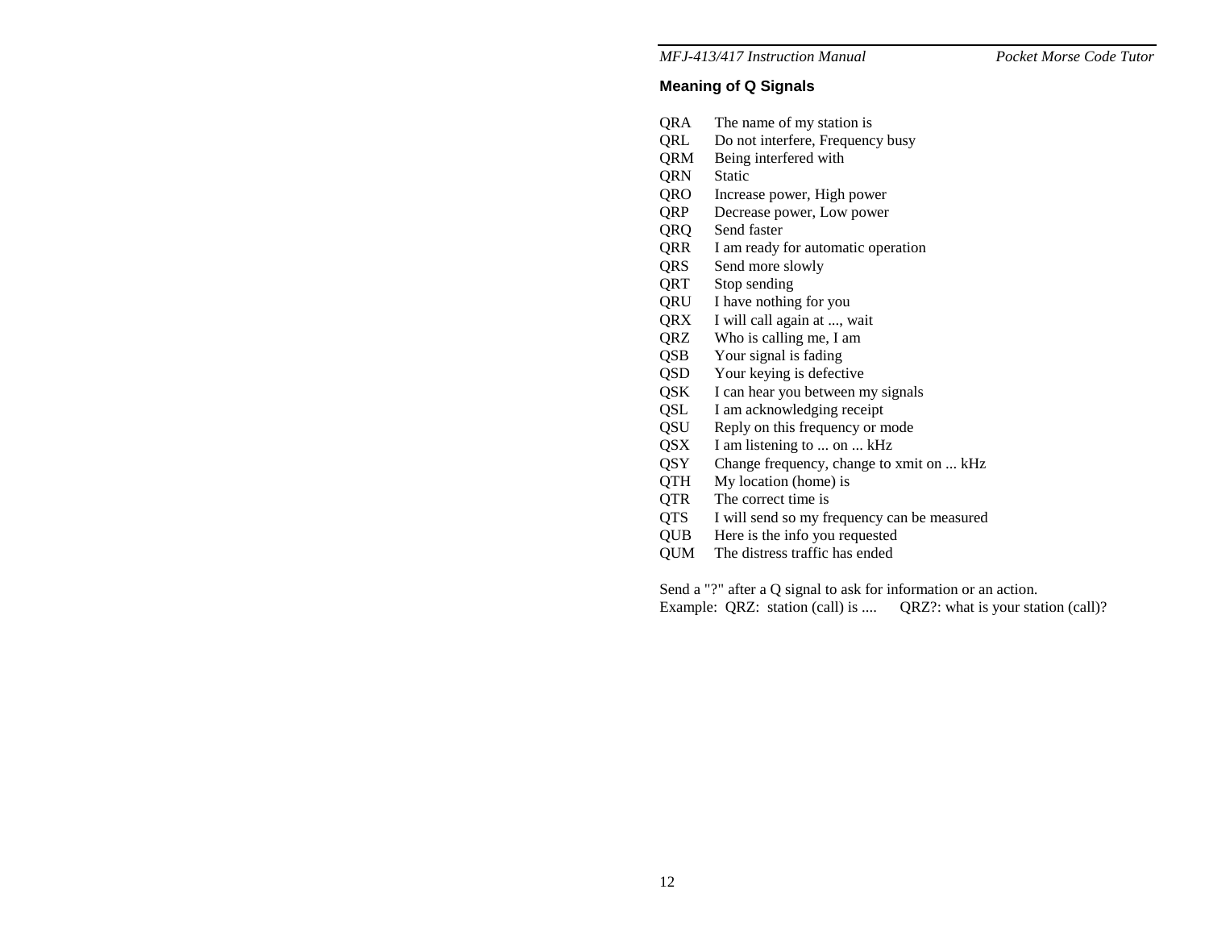## Meaning of Q Signals

| | |
|---|---|
| QRA | The name of my station is |
| QRL | Do not interfere, Frequency busy |
| QRM | Being interfered with |
| QRN | Static |
| QRO | Increase power, High power |
| QRP | Decrease power, Low power |
| QRQ | Send faster |
| QRR | I am ready for automatic operation |
| QRS | Send more slowly |
| QRT | Stop sending |
| QRU | I have nothing for you |
| QRX | I will call again at ..., wait |
| QRZ | Who is calling me, I am |
| QSB | Your signal is fading |
| QSD | Your keying is defective |
| QSK | I can hear you between my signals |
| QSL | I am acknowledging receipt |
| QSU | Reply on this frequency or mode |
| QSX | I am listening to ... on ... kHz |
| QSY | Change frequency, change to xmit on ... kHz |
| QTH | My location (home) is |
| QTR | The correct time is |
| QTS | I will send so my frequency can be measured |
| QUB | Here is the info you requested |
| QUM | The distress traffic has ended |

Send a "?" after a Q signal to ask for information or an action.
Example: QRZ: station (call) is .... QRZ?: what is your station (call)?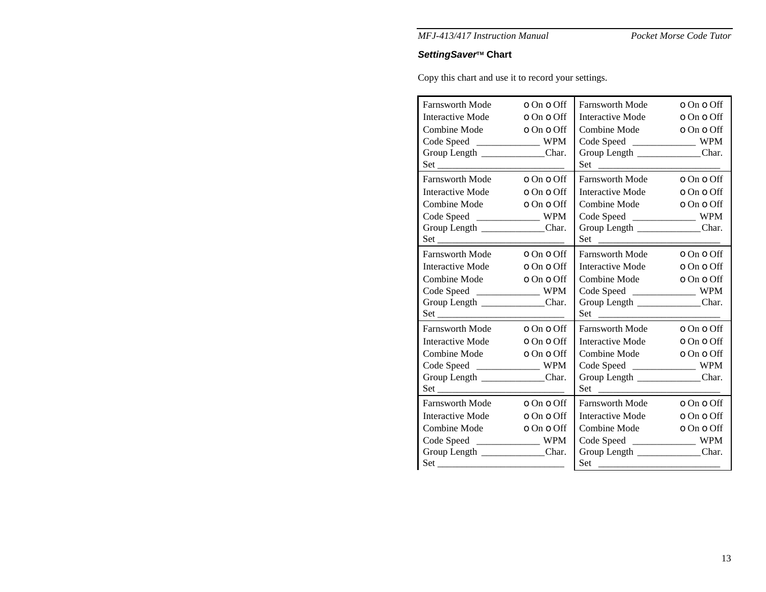### *SettingSaver*™ Chart

Copy this chart and use it to record your settings.

| | |
|---|---|
| Farnsworth Mode o On o Off<br>Interactive Mode o On o Off<br>Combine Mode o On o Off<br>Code Speed _____________ WPM<br>Group Length _____________Char.<br>Set __________________________ | Farnsworth Mode o On o Off<br>Interactive Mode o On o Off<br>Combine Mode o On o Off<br>Code Speed _____________ WPM<br>Group Length _____________Char.<br>Set _________________________ |
| Farnsworth Mode o On o Off<br>Interactive Mode o On o Off<br>Combine Mode o On o Off<br>Code Speed _____________ WPM<br>Group Length _____________Char.<br>Set __________________________ | Farnsworth Mode o On o Off<br>Interactive Mode o On o Off<br>Combine Mode o On o Off<br>Code Speed _____________ WPM<br>Group Length _____________Char.<br>Set _________________________ |
| Farnsworth Mode o On o Off<br>Interactive Mode o On o Off<br>Combine Mode o On o Off<br>Code Speed _____________ WPM<br>Group Length _____________Char.<br>Set __________________________ | Farnsworth Mode o On o Off<br>Interactive Mode o On o Off<br>Combine Mode o On o Off<br>Code Speed _____________ WPM<br>Group Length _____________Char.<br>Set _________________________ |
| Farnsworth Mode o On o Off<br>Interactive Mode o On o Off<br>Combine Mode o On o Off<br>Code Speed _____________ WPM<br>Group Length _____________Char.<br>Set __________________________ | Farnsworth Mode o On o Off<br>Interactive Mode o On o Off<br>Combine Mode o On o Off<br>Code Speed _____________ WPM<br>Group Length _____________Char.<br>Set _________________________ |
| Farnsworth Mode o On o Off<br>Interactive Mode o On o Off<br>Combine Mode o On o Off<br>Code Speed _____________ WPM<br>Group Length _____________Char.<br>Set __________________________ | Farnsworth Mode o On o Off<br>Interactive Mode o On o Off<br>Combine Mode o On o Off<br>Code Speed _____________ WPM<br>Group Length _____________Char.<br>Set _________________________ |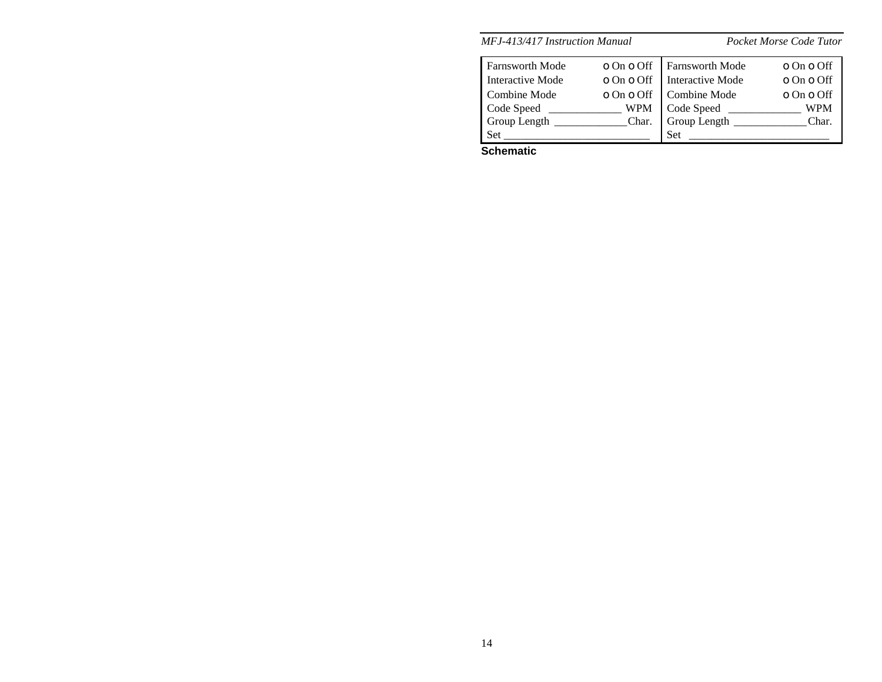| | | | |
|---|---|---|---|
| Farnsworth Mode | o On o Off | Farnsworth Mode | o On o Off |
| Interactive Mode | o On o Off | Interactive Mode | o On o Off |
| Combine Mode | o On o Off | Combine Mode | o On o Off |
| Code Speed _____________ WPM | | Code Speed _____________ WPM | |
| Group Length _____________Char. | | Group Length _____________Char. | |
| Set __________________________ | | Set _________________________ | |

**Schematic**